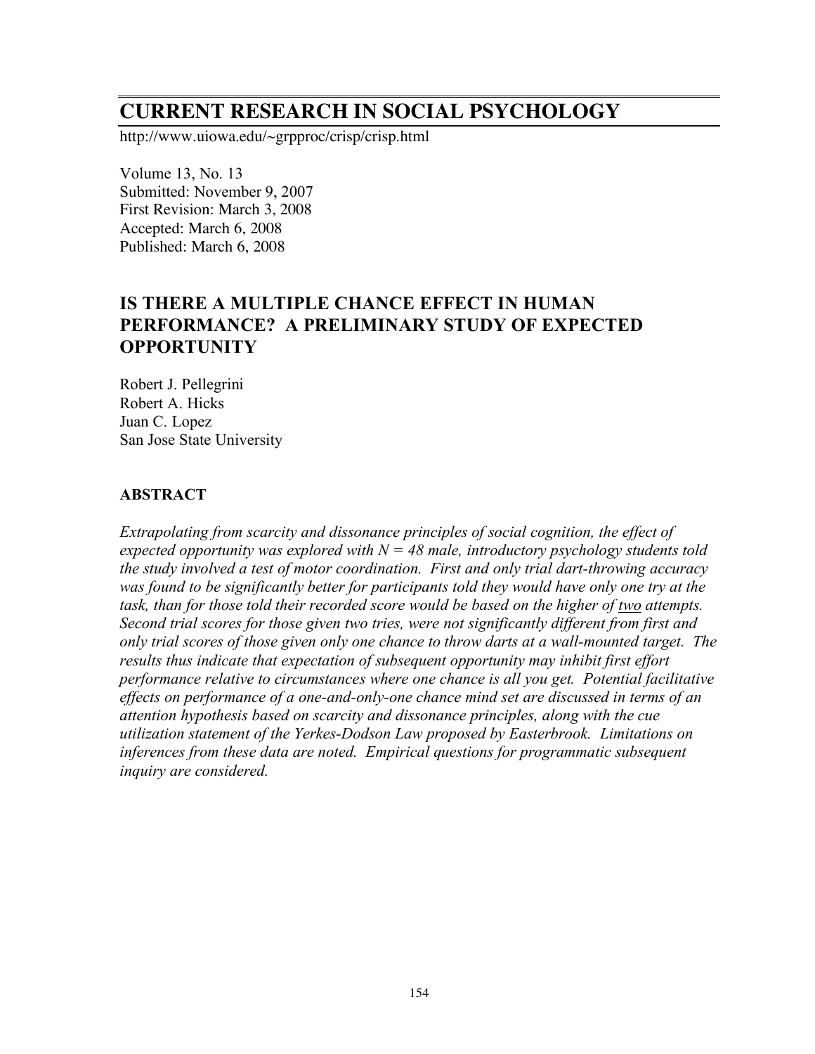# CURRENT RESEARCH IN SOCIAL PSYCHOLOGY

http://www.uiowa.edu/~grpproc/crisp/crisp.html

Volume 13, No. 13
Submitted: November 9, 2007
First Revision: March 3, 2008
Accepted: March 6, 2008
Published: March 6, 2008

## IS THERE A MULTIPLE CHANCE EFFECT IN HUMAN PERFORMANCE? A PRELIMINARY STUDY OF EXPECTED OPPORTUNITY

Robert J. Pellegrini
Robert A. Hicks
Juan C. Lopez
San Jose State University

### ABSTRACT

*Extrapolating from scarcity and dissonance principles of social cognition, the effect of expected opportunity was explored with $N = 48$ male, introductory psychology students told the study involved a test of motor coordination. First and only trial dart-throwing accuracy was found to be significantly better for participants told they would have only one try at the task, than for those told their recorded score would be based on the higher of two attempts. Second trial scores for those given two tries, were not significantly different from first and only trial scores of those given only one chance to throw darts at a wall-mounted target. The results thus indicate that expectation of subsequent opportunity may inhibit first effort performance relative to circumstances where one chance is all you get. Potential facilitative effects on performance of a one-and-only-one chance mind set are discussed in terms of an attention hypothesis based on scarcity and dissonance principles, along with the cue utilization statement of the Yerkes-Dodson Law proposed by Easterbrook. Limitations on inferences from these data are noted. Empirical questions for programmatic subsequent inquiry are considered.*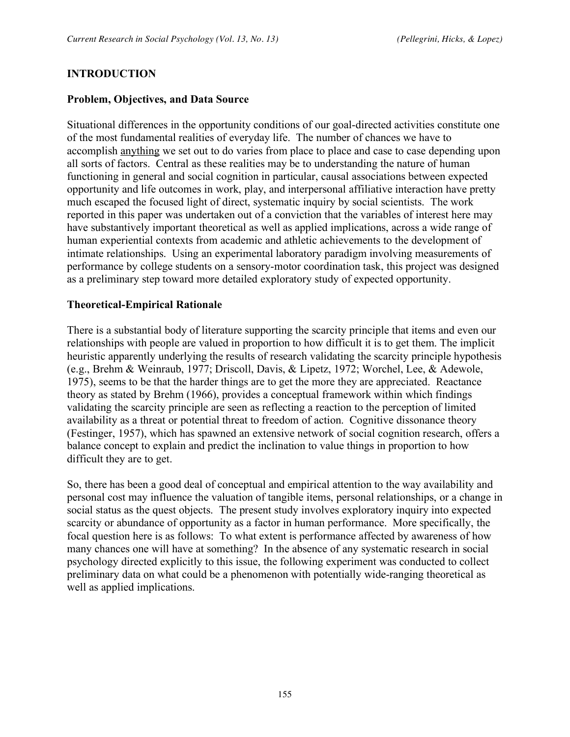## INTRODUCTION

### Problem, Objectives, and Data Source

Situational differences in the opportunity conditions of our goal-directed activities constitute one of the most fundamental realities of everyday life. The number of chances we have to accomplish <u>anything</u> we set out to do varies from place to place and case to case depending upon all sorts of factors. Central as these realities may be to understanding the nature of human functioning in general and social cognition in particular, causal associations between expected opportunity and life outcomes in work, play, and interpersonal affiliative interaction have pretty much escaped the focused light of direct, systematic inquiry by social scientists. The work reported in this paper was undertaken out of a conviction that the variables of interest here may have substantively important theoretical as well as applied implications, across a wide range of human experiential contexts from academic and athletic achievements to the development of intimate relationships. Using an experimental laboratory paradigm involving measurements of performance by college students on a sensory-motor coordination task, this project was designed as a preliminary step toward more detailed exploratory study of expected opportunity.

### Theoretical-Empirical Rationale

There is a substantial body of literature supporting the scarcity principle that items and even our relationships with people are valued in proportion to how difficult it is to get them. The implicit heuristic apparently underlying the results of research validating the scarcity principle hypothesis (e.g., Brehm & Weinraub, 1977; Driscoll, Davis, & Lipetz, 1972; Worchel, Lee, & Adewole, 1975), seems to be that the harder things are to get the more they are appreciated. Reactance theory as stated by Brehm (1966), provides a conceptual framework within which findings validating the scarcity principle are seen as reflecting a reaction to the perception of limited availability as a threat or potential threat to freedom of action. Cognitive dissonance theory (Festinger, 1957), which has spawned an extensive network of social cognition research, offers a balance concept to explain and predict the inclination to value things in proportion to how difficult they are to get.

So, there has been a good deal of conceptual and empirical attention to the way availability and personal cost may influence the valuation of tangible items, personal relationships, or a change in social status as the quest objects. The present study involves exploratory inquiry into expected scarcity or abundance of opportunity as a factor in human performance. More specifically, the focal question here is as follows: To what extent is performance affected by awareness of how many chances one will have at something? In the absence of any systematic research in social psychology directed explicitly to this issue, the following experiment was conducted to collect preliminary data on what could be a phenomenon with potentially wide-ranging theoretical as well as applied implications.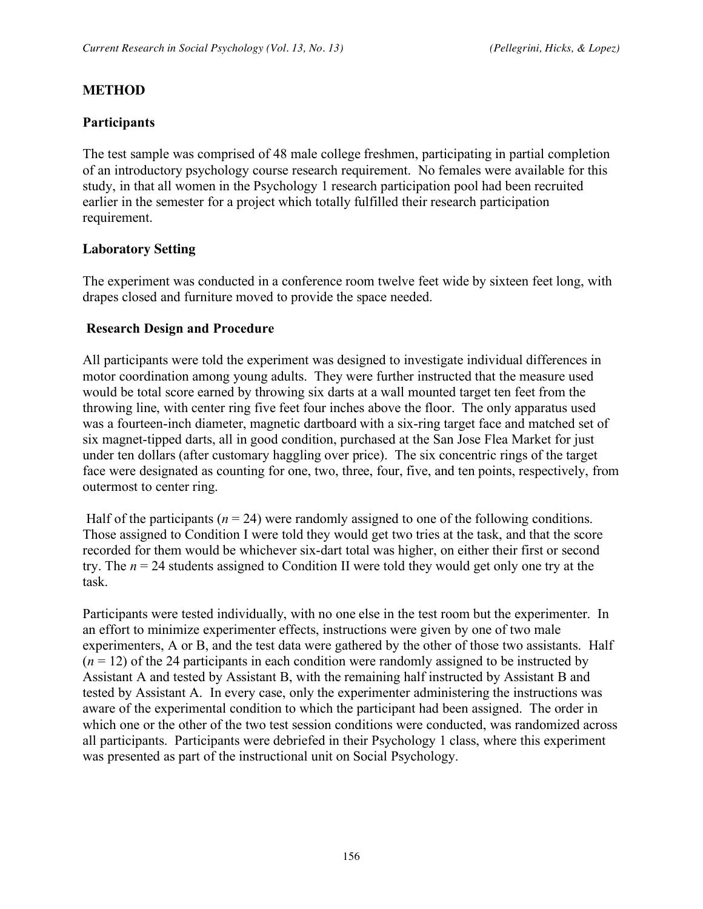## METHOD

### Participants

The test sample was comprised of 48 male college freshmen, participating in partial completion of an introductory psychology course research requirement. No females were available for this study, in that all women in the Psychology 1 research participation pool had been recruited earlier in the semester for a project which totally fulfilled their research participation requirement.

### Laboratory Setting

The experiment was conducted in a conference room twelve feet wide by sixteen feet long, with drapes closed and furniture moved to provide the space needed.

### Research Design and Procedure

All participants were told the experiment was designed to investigate individual differences in motor coordination among young adults. They were further instructed that the measure used would be total score earned by throwing six darts at a wall mounted target ten feet from the throwing line, with center ring five feet four inches above the floor. The only apparatus used was a fourteen-inch diameter, magnetic dartboard with a six-ring target face and matched set of six magnet-tipped darts, all in good condition, purchased at the San Jose Flea Market for just under ten dollars (after customary haggling over price). The six concentric rings of the target face were designated as counting for one, two, three, four, five, and ten points, respectively, from outermost to center ring.

Half of the participants ($n = 24$) were randomly assigned to one of the following conditions. Those assigned to Condition I were told they would get two tries at the task, and that the score recorded for them would be whichever six-dart total was higher, on either their first or second try. The $n = 24$ students assigned to Condition II were told they would get only one try at the task.

Participants were tested individually, with no one else in the test room but the experimenter. In an effort to minimize experimenter effects, instructions were given by one of two male experimenters, A or B, and the test data were gathered by the other of those two assistants. Half ($n = 12$) of the 24 participants in each condition were randomly assigned to be instructed by Assistant A and tested by Assistant B, with the remaining half instructed by Assistant B and tested by Assistant A. In every case, only the experimenter administering the instructions was aware of the experimental condition to which the participant had been assigned. The order in which one or the other of the two test session conditions were conducted, was randomized across all participants. Participants were debriefed in their Psychology 1 class, where this experiment was presented as part of the instructional unit on Social Psychology.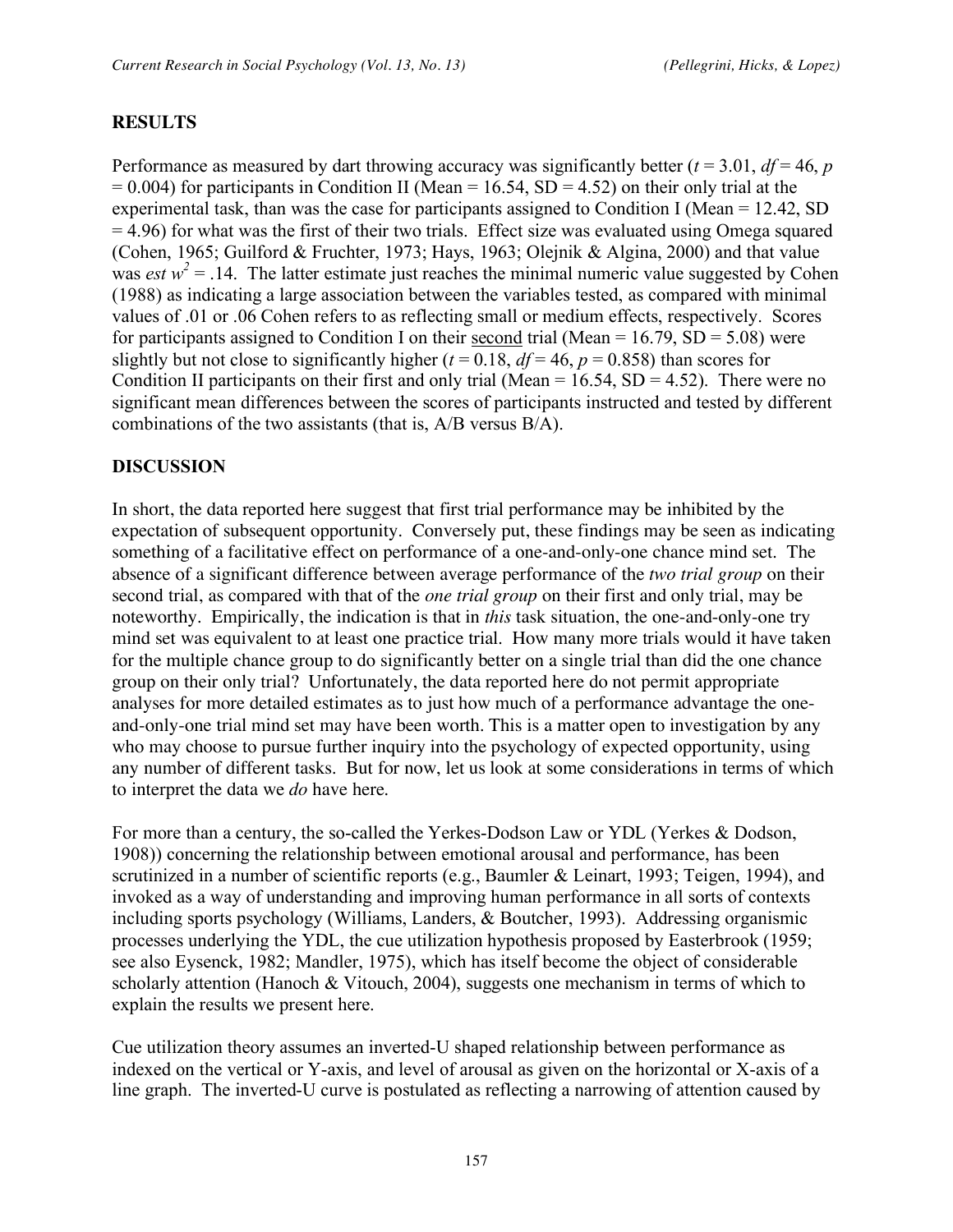## RESULTS

Performance as measured by dart throwing accuracy was significantly better ($t = 3.01$, $df = 46$, $p = 0.004$) for participants in Condition II (Mean = 16.54, SD = 4.52) on their only trial at the experimental task, than was the case for participants assigned to Condition I (Mean = 12.42, SD = 4.96) for what was the first of their two trials. Effect size was evaluated using Omega squared (Cohen, 1965; Guilford & Fruchter, 1973; Hays, 1963; Olejnik & Algina, 2000) and that value was *est* $w^2 = .14$. The latter estimate just reaches the minimal numeric value suggested by Cohen (1988) as indicating a large association between the variables tested, as compared with minimal values of .01 or .06 Cohen refers to as reflecting small or medium effects, respectively. Scores for participants assigned to Condition I on their <u>second</u> trial (Mean = 16.79, SD = 5.08) were slightly but not close to significantly higher ($t = 0.18$, $df = 46$, $p = 0.858$) than scores for Condition II participants on their first and only trial (Mean = 16.54, SD = 4.52). There were no significant mean differences between the scores of participants instructed and tested by different combinations of the two assistants (that is, A/B versus B/A).

## DISCUSSION

In short, the data reported here suggest that first trial performance may be inhibited by the expectation of subsequent opportunity. Conversely put, these findings may be seen as indicating something of a facilitative effect on performance of a one-and-only-one chance mind set. The absence of a significant difference between average performance of the *two trial group* on their second trial, as compared with that of the *one trial group* on their first and only trial, may be noteworthy. Empirically, the indication is that in *this* task situation, the one-and-only-one try mind set was equivalent to at least one practice trial. How many more trials would it have taken for the multiple chance group to do significantly better on a single trial than did the one chance group on their only trial? Unfortunately, the data reported here do not permit appropriate analyses for more detailed estimates as to just how much of a performance advantage the one-and-only-one trial mind set may have been worth. This is a matter open to investigation by any who may choose to pursue further inquiry into the psychology of expected opportunity, using any number of different tasks. But for now, let us look at some considerations in terms of which to interpret the data we *do* have here.

For more than a century, the so-called the Yerkes-Dodson Law or YDL (Yerkes & Dodson, 1908)) concerning the relationship between emotional arousal and performance, has been scrutinized in a number of scientific reports (e.g., Baumler & Leinart, 1993; Teigen, 1994), and invoked as a way of understanding and improving human performance in all sorts of contexts including sports psychology (Williams, Landers, & Boutcher, 1993). Addressing organismic processes underlying the YDL, the cue utilization hypothesis proposed by Easterbrook (1959; see also Eysenck, 1982; Mandler, 1975), which has itself become the object of considerable scholarly attention (Hanoch & Vitouch, 2004), suggests one mechanism in terms of which to explain the results we present here.

Cue utilization theory assumes an inverted-U shaped relationship between performance as indexed on the vertical or Y-axis, and level of arousal as given on the horizontal or X-axis of a line graph. The inverted-U curve is postulated as reflecting a narrowing of attention caused by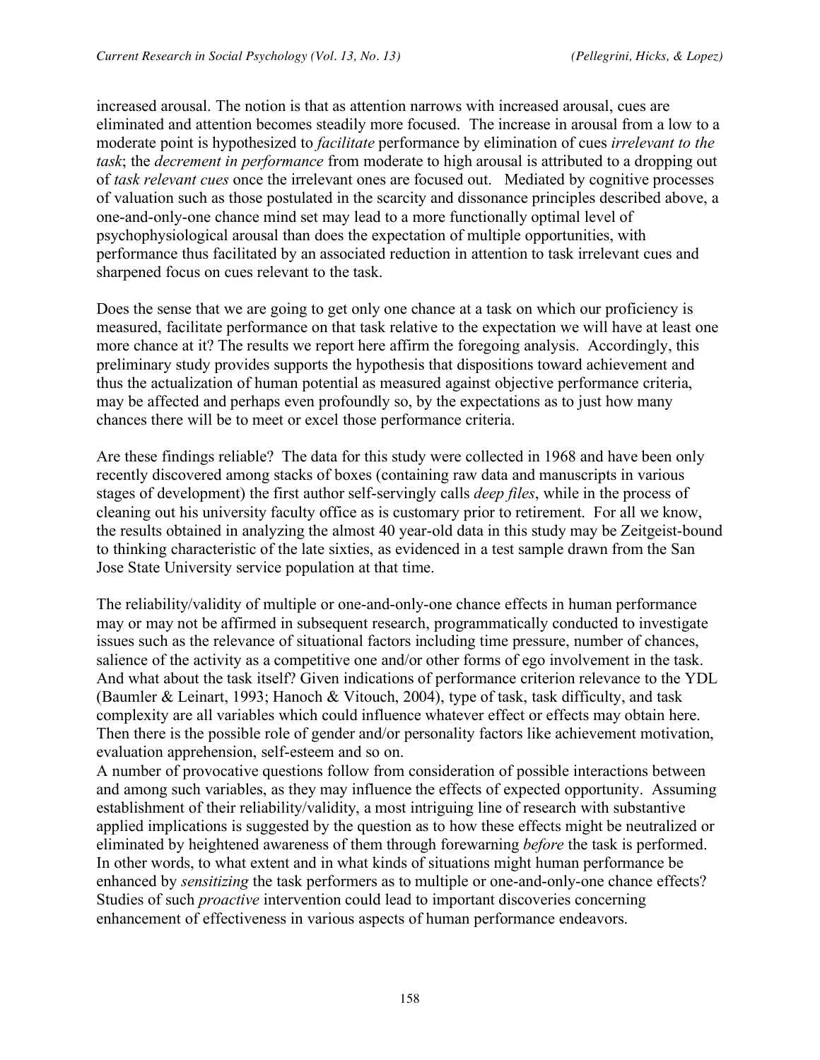increased arousal. The notion is that as attention narrows with increased arousal, cues are eliminated and attention becomes steadily more focused. The increase in arousal from a low to a moderate point is hypothesized to *facilitate* performance by elimination of cues *irrelevant to the task*; the *decrement in performance* from moderate to high arousal is attributed to a dropping out of *task relevant cues* once the irrelevant ones are focused out. Mediated by cognitive processes of valuation such as those postulated in the scarcity and dissonance principles described above, a one-and-only-one chance mind set may lead to a more functionally optimal level of psychophysiological arousal than does the expectation of multiple opportunities, with performance thus facilitated by an associated reduction in attention to task irrelevant cues and sharpened focus on cues relevant to the task.

Does the sense that we are going to get only one chance at a task on which our proficiency is measured, facilitate performance on that task relative to the expectation we will have at least one more chance at it? The results we report here affirm the foregoing analysis. Accordingly, this preliminary study provides supports the hypothesis that dispositions toward achievement and thus the actualization of human potential as measured against objective performance criteria, may be affected and perhaps even profoundly so, by the expectations as to just how many chances there will be to meet or excel those performance criteria.

Are these findings reliable? The data for this study were collected in 1968 and have been only recently discovered among stacks of boxes (containing raw data and manuscripts in various stages of development) the first author self-servingly calls *deep files*, while in the process of cleaning out his university faculty office as is customary prior to retirement. For all we know, the results obtained in analyzing the almost 40 year-old data in this study may be Zeitgeist-bound to thinking characteristic of the late sixties, as evidenced in a test sample drawn from the San Jose State University service population at that time.

The reliability/validity of multiple or one-and-only-one chance effects in human performance may or may not be affirmed in subsequent research, programmatically conducted to investigate issues such as the relevance of situational factors including time pressure, number of chances, salience of the activity as a competitive one and/or other forms of ego involvement in the task. And what about the task itself? Given indications of performance criterion relevance to the YDL (Baumler & Leinart, 1993; Hanoch & Vitouch, 2004), type of task, task difficulty, and task complexity are all variables which could influence whatever effect or effects may obtain here. Then there is the possible role of gender and/or personality factors like achievement motivation, evaluation apprehension, self-esteem and so on.

A number of provocative questions follow from consideration of possible interactions between and among such variables, as they may influence the effects of expected opportunity. Assuming establishment of their reliability/validity, a most intriguing line of research with substantive applied implications is suggested by the question as to how these effects might be neutralized or eliminated by heightened awareness of them through forewarning *before* the task is performed. In other words, to what extent and in what kinds of situations might human performance be enhanced by *sensitizing* the task performers as to multiple or one-and-only-one chance effects? Studies of such *proactive* intervention could lead to important discoveries concerning enhancement of effectiveness in various aspects of human performance endeavors.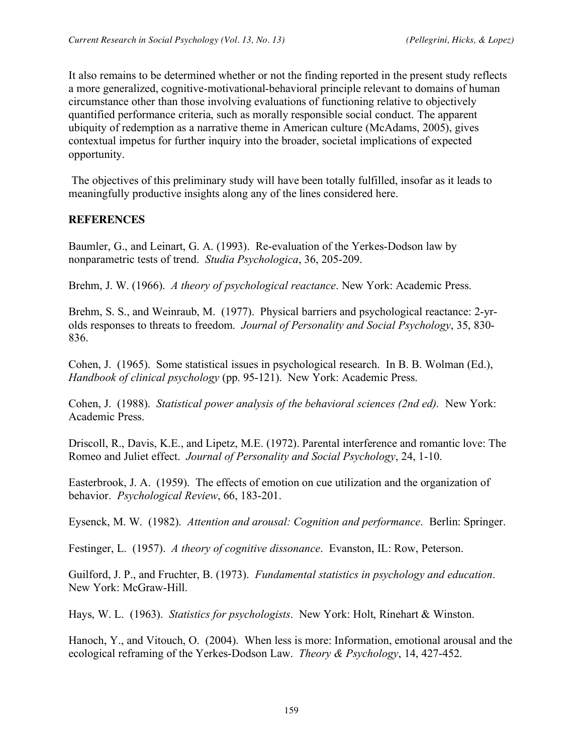It also remains to be determined whether or not the finding reported in the present study reflects a more generalized, cognitive-motivational-behavioral principle relevant to domains of human circumstance other than those involving evaluations of functioning relative to objectively quantified performance criteria, such as morally responsible social conduct. The apparent ubiquity of redemption as a narrative theme in American culture (McAdams, 2005), gives contextual impetus for further inquiry into the broader, societal implications of expected opportunity.

The objectives of this preliminary study will have been totally fulfilled, insofar as it leads to meaningfully productive insights along any of the lines considered here.

## REFERENCES

Baumler, G., and Leinart, G. A. (1993). Re-evaluation of the Yerkes-Dodson law by nonparametric tests of trend. *Studia Psychologica*, 36, 205-209.

Brehm, J. W. (1966). *A theory of psychological reactance*. New York: Academic Press.

Brehm, S. S., and Weinraub, M. (1977). Physical barriers and psychological reactance: 2-yr-olds responses to threats to freedom. *Journal of Personality and Social Psychology*, 35, 830-836.

Cohen, J. (1965). Some statistical issues in psychological research. In B. B. Wolman (Ed.), *Handbook of clinical psychology* (pp. 95-121). New York: Academic Press.

Cohen, J. (1988). *Statistical power analysis of the behavioral sciences (2nd ed).* New York: Academic Press.

Driscoll, R., Davis, K.E., and Lipetz, M.E. (1972). Parental interference and romantic love: The Romeo and Juliet effect. *Journal of Personality and Social Psychology*, 24, 1-10.

Easterbrook, J. A. (1959). The effects of emotion on cue utilization and the organization of behavior. *Psychological Review*, 66, 183-201.

Eysenck, M. W. (1982). *Attention and arousal: Cognition and performance*. Berlin: Springer.

Festinger, L. (1957). *A theory of cognitive dissonance*. Evanston, IL: Row, Peterson.

Guilford, J. P., and Fruchter, B. (1973). *Fundamental statistics in psychology and education*. New York: McGraw-Hill.

Hays, W. L. (1963). *Statistics for psychologists*. New York: Holt, Rinehart & Winston.

Hanoch, Y., and Vitouch, O. (2004). When less is more: Information, emotional arousal and the ecological reframing of the Yerkes-Dodson Law. *Theory & Psychology*, 14, 427-452.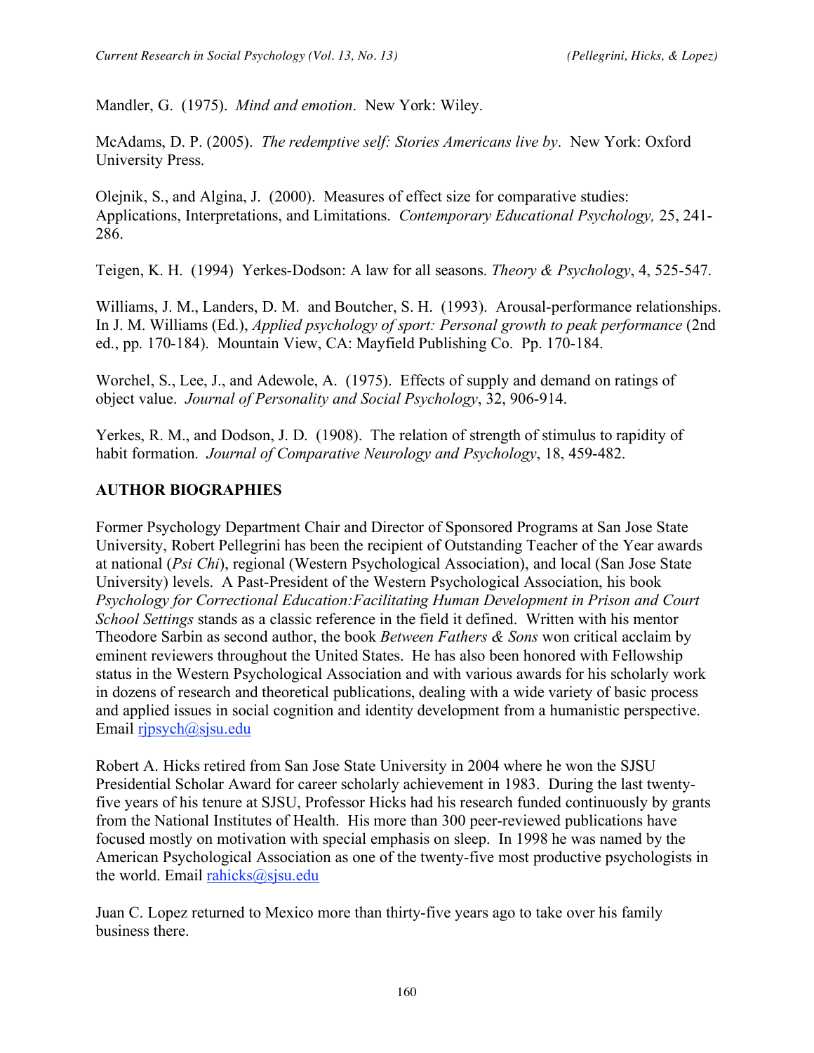Mandler, G. (1975). *Mind and emotion*. New York: Wiley.

McAdams, D. P. (2005). *The redemptive self: Stories Americans live by*. New York: Oxford University Press.

Olejnik, S., and Algina, J. (2000). Measures of effect size for comparative studies: Applications, Interpretations, and Limitations. *Contemporary Educational Psychology,* 25, 241-286.

Teigen, K. H. (1994) Yerkes-Dodson: A law for all seasons. *Theory & Psychology*, 4, 525-547.

Williams, J. M., Landers, D. M. and Boutcher, S. H. (1993). Arousal-performance relationships. In J. M. Williams (Ed.), *Applied psychology of sport: Personal growth to peak performance* (2nd ed., pp. 170-184). Mountain View, CA: Mayfield Publishing Co. Pp. 170-184.

Worchel, S., Lee, J., and Adewole, A. (1975). Effects of supply and demand on ratings of object value. *Journal of Personality and Social Psychology*, 32, 906-914.

Yerkes, R. M., and Dodson, J. D. (1908). The relation of strength of stimulus to rapidity of habit formation. *Journal of Comparative Neurology and Psychology*, 18, 459-482.

## AUTHOR BIOGRAPHIES

Former Psychology Department Chair and Director of Sponsored Programs at San Jose State University, Robert Pellegrini has been the recipient of Outstanding Teacher of the Year awards at national (*Psi Chi*), regional (Western Psychological Association), and local (San Jose State University) levels. A Past-President of the Western Psychological Association, his book *Psychology for Correctional Education:Facilitating Human Development in Prison and Court School Settings* stands as a classic reference in the field it defined. Written with his mentor Theodore Sarbin as second author, the book *Between Fathers & Sons* won critical acclaim by eminent reviewers throughout the United States. He has also been honored with Fellowship status in the Western Psychological Association and with various awards for his scholarly work in dozens of research and theoretical publications, dealing with a wide variety of basic process and applied issues in social cognition and identity development from a humanistic perspective. Email rjpsych@sjsu.edu

Robert A. Hicks retired from San Jose State University in 2004 where he won the SJSU Presidential Scholar Award for career scholarly achievement in 1983. During the last twenty-five years of his tenure at SJSU, Professor Hicks had his research funded continuously by grants from the National Institutes of Health. His more than 300 peer-reviewed publications have focused mostly on motivation with special emphasis on sleep. In 1998 he was named by the American Psychological Association as one of the twenty-five most productive psychologists in the world. Email rahicks@sjsu.edu

Juan C. Lopez returned to Mexico more than thirty-five years ago to take over his family business there.